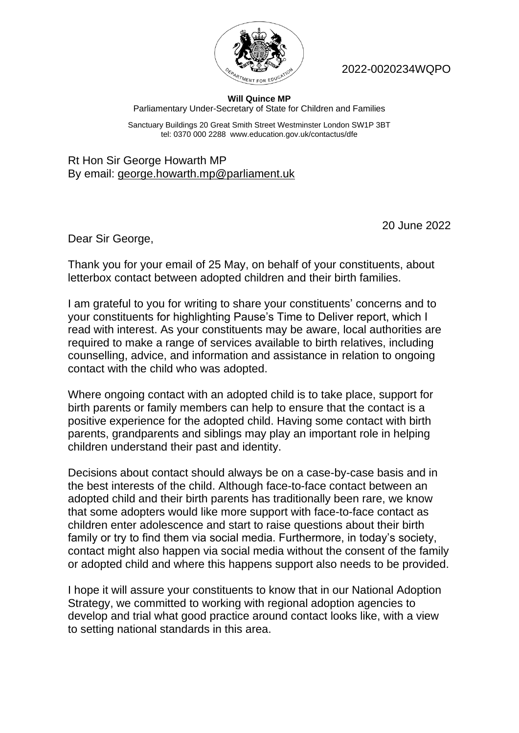2022-0020234WQPO

**Will Quince MP**
Parliamentary Under-Secretary of State for Children and Families

Sanctuary Buildings 20 Great Smith Street Westminster London SW1P 3BT
tel: 0370 000 2288 www.education.gov.uk/contactus/dfe

Rt Hon Sir George Howarth MP
By email: george.howarth.mp@parliament.uk

20 June 2022

Dear Sir George,

Thank you for your email of 25 May, on behalf of your constituents, about letterbox contact between adopted children and their birth families.

I am grateful to you for writing to share your constituents' concerns and to your constituents for highlighting Pause's Time to Deliver report, which I read with interest. As your constituents may be aware, local authorities are required to make a range of services available to birth relatives, including counselling, advice, and information and assistance in relation to ongoing contact with the child who was adopted.

Where ongoing contact with an adopted child is to take place, support for birth parents or family members can help to ensure that the contact is a positive experience for the adopted child. Having some contact with birth parents, grandparents and siblings may play an important role in helping children understand their past and identity.

Decisions about contact should always be on a case-by-case basis and in the best interests of the child. Although face-to-face contact between an adopted child and their birth parents has traditionally been rare, we know that some adopters would like more support with face-to-face contact as children enter adolescence and start to raise questions about their birth family or try to find them via social media. Furthermore, in today's society, contact might also happen via social media without the consent of the family or adopted child and where this happens support also needs to be provided.

I hope it will assure your constituents to know that in our National Adoption Strategy, we committed to working with regional adoption agencies to develop and trial what good practice around contact looks like, with a view to setting national standards in this area.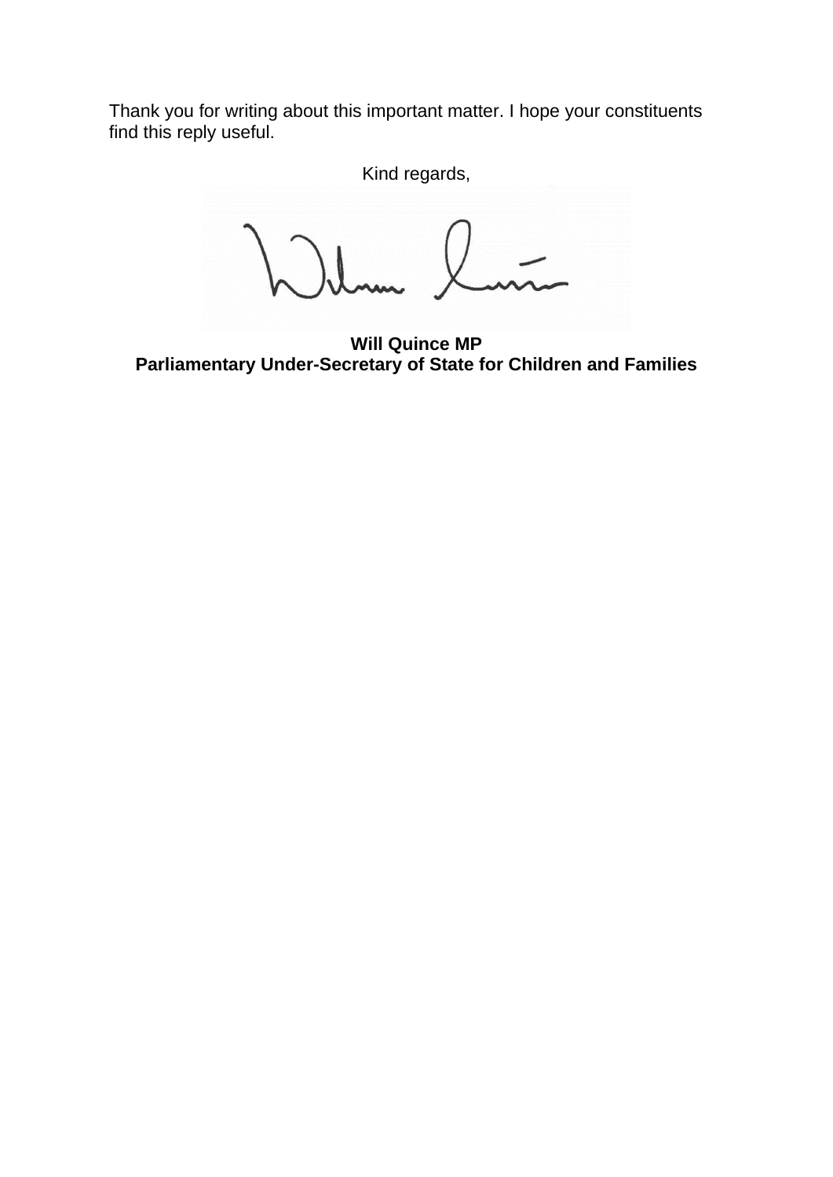Thank you for writing about this important matter. I hope your constituents find this reply useful.

Kind regards,

**Will Quince MP**
**Parliamentary Under-Secretary of State for Children and Families**